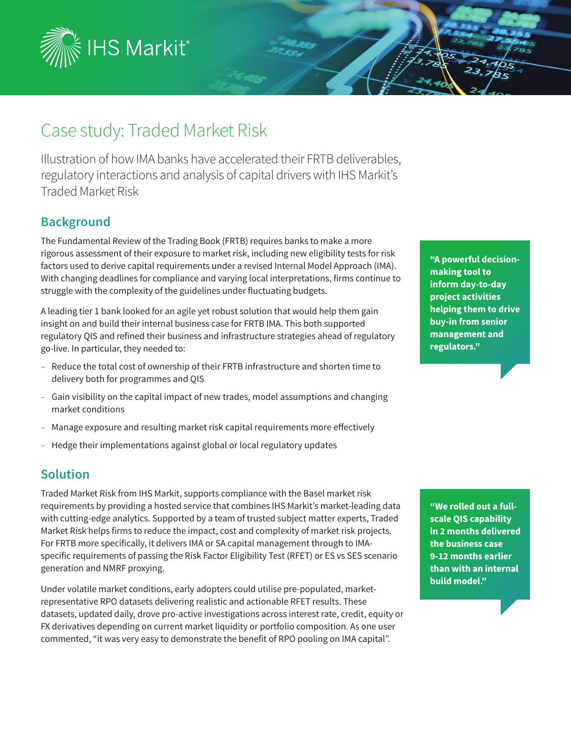IHS Markit®

# Case study: Traded Market Risk

Illustration of how IMA banks have accelerated their FRTB deliverables, regulatory interactions and analysis of capital drivers with IHS Markit's Traded Market Risk

## Background

The Fundamental Review of the Trading Book (FRTB) requires banks to make a more rigorous assessment of their exposure to market risk, including new eligibility tests for risk factors used to derive capital requirements under a revised Internal Model Approach (IMA). With changing deadlines for compliance and varying local interpretations, firms continue to struggle with the complexity of the guidelines under fluctuating budgets.

A leading tier 1 bank looked for an agile yet robust solution that would help them gain insight on and build their internal business case for FRTB IMA. This both supported regulatory QIS and refined their business and infrastructure strategies ahead of regulatory go-live. In particular, they needed to:

- Reduce the total cost of ownership of their FRTB infrastructure and shorten time to delivery both for programmes and QIS
- Gain visibility on the capital impact of new trades, model assumptions and changing market conditions
- Manage exposure and resulting market risk capital requirements more effectively
- Hedge their implementations against global or local regulatory updates

> **"A powerful decision-making tool to inform day-to-day project activities helping them to drive buy-in from senior management and regulators."**

## Solution

Traded Market Risk from IHS Markit, supports compliance with the Basel market risk requirements by providing a hosted service that combines IHS Markit's market-leading data with cutting-edge analytics. Supported by a team of trusted subject matter experts, Traded Market Risk helps firms to reduce the impact, cost and complexity of market risk projects. For FRTB more specifically, it delivers IMA or SA capital management through to IMA-specific requirements of passing the Risk Factor Eligibility Test (RFET) or ES vs SES scenario generation and NMRF proxying.

Under volatile market conditions, early adopters could utilise pre-populated, market-representative RPO datasets delivering realistic and actionable RFET results. These datasets, updated daily, drove pro-active investigations across interest rate, credit, equity or FX derivatives depending on current market liquidity or portfolio composition. As one user commented, "it was very easy to demonstrate the benefit of RPO pooling on IMA capital".

> **"We rolled out a full-scale QIS capability in 2 months delivered the business case 9-12 months earlier than with an internal build model."**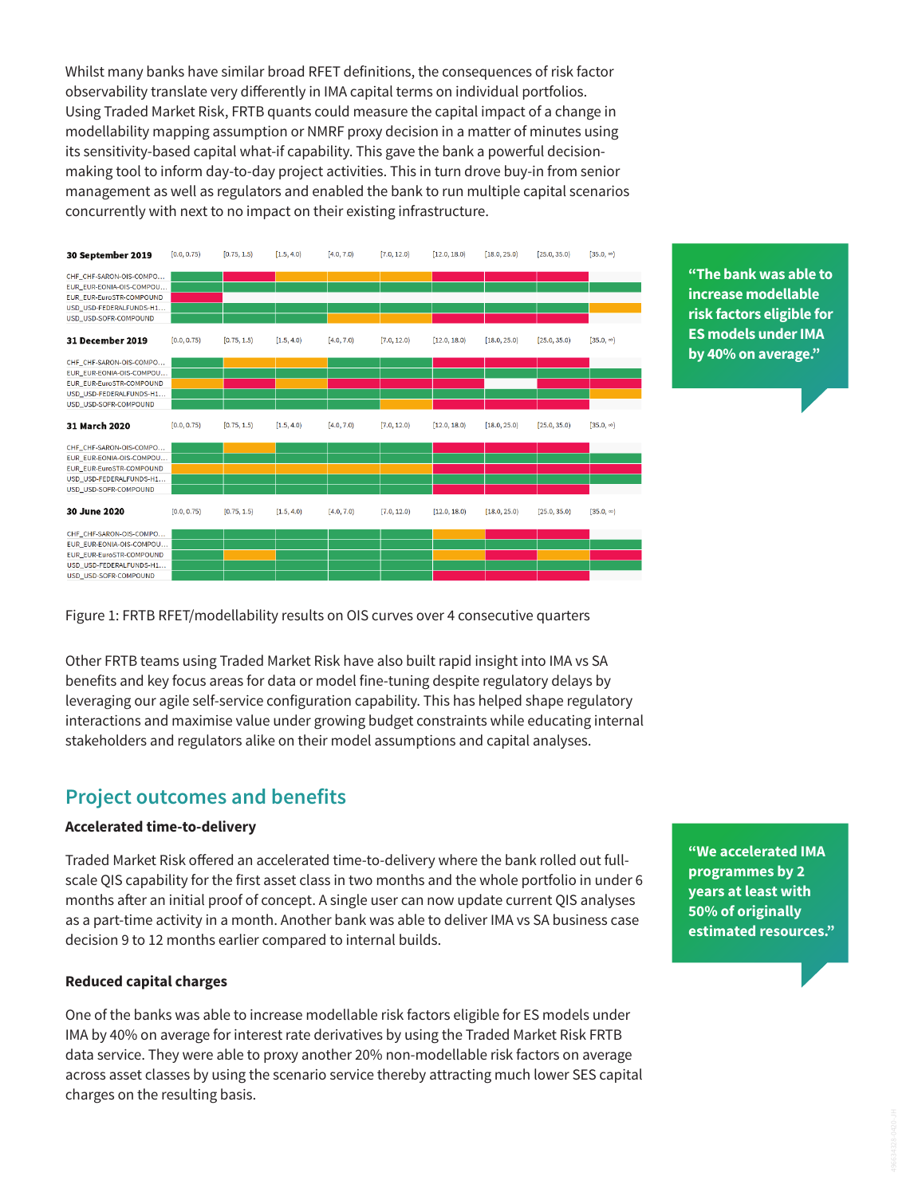Whilst many banks have similar broad RFET definitions, the consequences of risk factor observability translate very differently in IMA capital terms on individual portfolios. Using Traded Market Risk, FRTB quants could measure the capital impact of a change in modellability mapping assumption or NMRF proxy decision in a matter of minutes using its sensitivity-based capital what-if capability. This gave the bank a powerful decision-making tool to inform day-to-day project activities. This in turn drove buy-in from senior management as well as regulators and enabled the bank to run multiple capital scenarios concurrently with next to no impact on their existing infrastructure.

| 30 September 2019 | [0.0, 0.75) | [0.75, 1.5) | [1.5, 4.0) | [4.0, 7.0) | [7.0, 12.0) | [12.0, 18.0) | [18.0, 25.0) | [25.0, 35.0) | [35.0, ∞) |
|---|---|---|---|---|---|---|---|---|---|
| CHF_CHF-SARON-OIS-COMPO... | | | | | | | | | |
| EUR_EUR-EONIA-OIS-COMPOU... | | | | | | | | | |
| EUR_EUR-EuroSTR-COMPOUND | | | | | | | | | |
| USD_USD-FEDERALFUNDS-H1... | | | | | | | | | |
| USD_USD-SOFR-COMPOUND | | | | | | | | | |
| **31 December 2019** | [0.0, 0.75) | [0.75, 1.5) | [1.5, 4.0) | [4.0, 7.0) | [7.0, 12.0) | [12.0, 18.0) | [18.0, 25.0) | [25.0, 35.0) | [35.0, ∞) |
| CHF_CHF-SARON-OIS-COMPO... | | | | | | | | | |
| EUR_EUR-EONIA-OIS-COMPOU... | | | | | | | | | |
| EUR_EUR-EuroSTR-COMPOUND | | | | | | | | | |
| USD_USD-FEDERALFUNDS-H1... | | | | | | | | | |
| USD_USD-SOFR-COMPOUND | | | | | | | | | |
| **31 March 2020** | [0.0, 0.75) | [0.75, 1.5) | [1.5, 4.0) | [4.0, 7.0) | [7.0, 12.0) | [12.0, 18.0) | [18.0, 25.0) | [25.0, 35.0) | [35.0, ∞) |
| CHF_CHF-SARON-OIS-COMPO... | | | | | | | | | |
| EUR_EUR-EONIA-OIS-COMPOU... | | | | | | | | | |
| EUR_EUR-EuroSTR-COMPOUND | | | | | | | | | |
| USD_USD-FEDERALFUNDS-H1... | | | | | | | | | |
| USD_USD-SOFR-COMPOUND | | | | | | | | | |
| **30 June 2020** | [0.0, 0.75) | [0.75, 1.5) | [1.5, 4.0) | [4.0, 7.0) | [7.0, 12.0) | [12.0, 18.0) | [18.0, 25.0) | [25.0, 35.0) | [35.0, ∞) |
| CHF_CHF-SARON-OIS-COMPO... | | | | | | | | | |
| EUR_EUR-EONIA-OIS-COMPOU... | | | | | | | | | |
| EUR_EUR-EuroSTR-COMPOUND | | | | | | | | | |
| USD_USD-FEDERALFUNDS-H1... | | | | | | | | | |
| USD_USD-SOFR-COMPOUND | | | | | | | | | |

Figure 1: FRTB RFET/modellability results on OIS curves over 4 consecutive quarters

Other FRTB teams using Traded Market Risk have also built rapid insight into IMA vs SA benefits and key focus areas for data or model fine-tuning despite regulatory delays by leveraging our agile self-service configuration capability. This has helped shape regulatory interactions and maximise value under growing budget constraints while educating internal stakeholders and regulators alike on their model assumptions and capital analyses.

> **"The bank was able to increase modellable risk factors eligible for ES models under IMA by 40% on average."**

## Project outcomes and benefits

### Accelerated time-to-delivery

Traded Market Risk offered an accelerated time-to-delivery where the bank rolled out full-scale QIS capability for the first asset class in two months and the whole portfolio in under 6 months after an initial proof of concept. A single user can now update current QIS analyses as a part-time activity in a month. Another bank was able to deliver IMA vs SA business case decision 9 to 12 months earlier compared to internal builds.

> **"We accelerated IMA programmes by 2 years at least with 50% of originally estimated resources."**

### Reduced capital charges

One of the banks was able to increase modellable risk factors eligible for ES models under IMA by 40% on average for interest rate derivatives by using the Traded Market Risk FRTB data service. They were able to proxy another 20% non-modellable risk factors on average across asset classes by using the scenario service thereby attracting much lower SES capital charges on the resulting basis.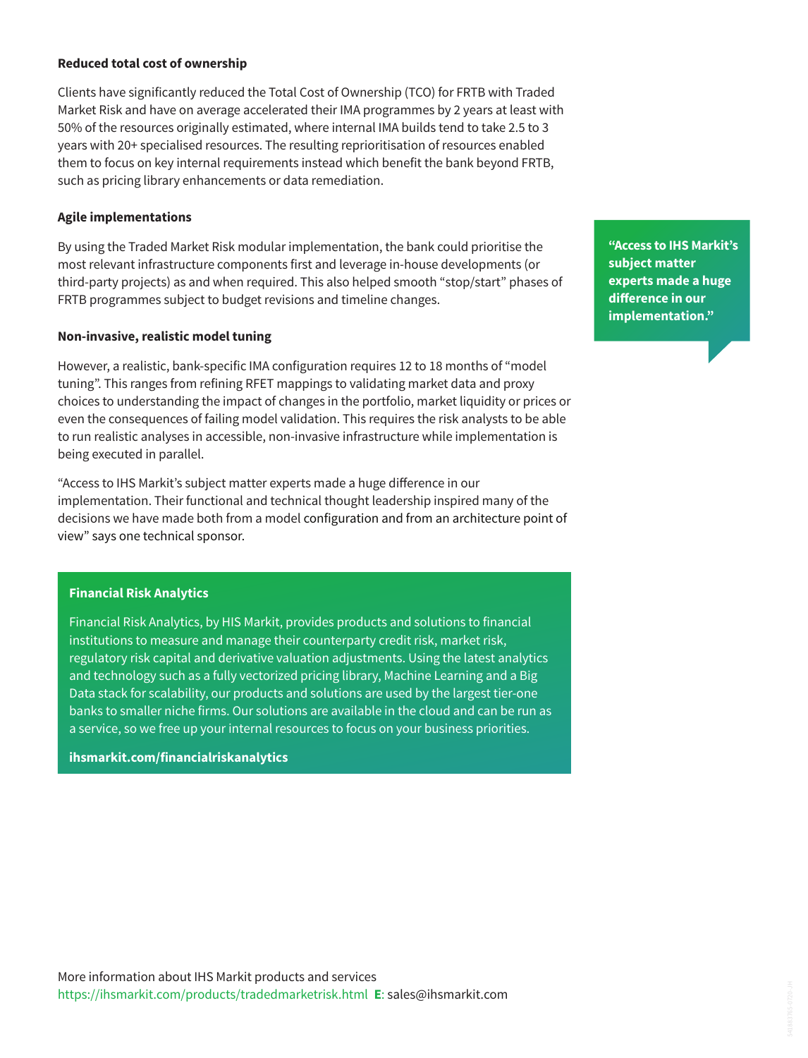**Reduced total cost of ownership**

Clients have significantly reduced the Total Cost of Ownership (TCO) for FRTB with Traded Market Risk and have on average accelerated their IMA programmes by 2 years at least with 50% of the resources originally estimated, where internal IMA builds tend to take 2.5 to 3 years with 20+ specialised resources. The resulting reprioritisation of resources enabled them to focus on key internal requirements instead which benefit the bank beyond FRTB, such as pricing library enhancements or data remediation.

**Agile implementations**

By using the Traded Market Risk modular implementation, the bank could prioritise the most relevant infrastructure components first and leverage in-house developments (or third-party projects) as and when required. This also helped smooth "stop/start" phases of FRTB programmes subject to budget revisions and timeline changes.

**"Access to IHS Markit's subject matter experts made a huge difference in our implementation."**

**Non-invasive, realistic model tuning**

However, a realistic, bank-specific IMA configuration requires 12 to 18 months of "model tuning". This ranges from refining RFET mappings to validating market data and proxy choices to understanding the impact of changes in the portfolio, market liquidity or prices or even the consequences of failing model validation. This requires the risk analysts to be able to run realistic analyses in accessible, non-invasive infrastructure while implementation is being executed in parallel.

"Access to IHS Markit's subject matter experts made a huge difference in our implementation. Their functional and technical thought leadership inspired many of the decisions we have made both from a model configuration and from an architecture point of view" says one technical sponsor.

**Financial Risk Analytics**

Financial Risk Analytics, by HIS Markit, provides products and solutions to financial institutions to measure and manage their counterparty credit risk, market risk, regulatory risk capital and derivative valuation adjustments. Using the latest analytics and technology such as a fully vectorized pricing library, Machine Learning and a Big Data stack for scalability, our products and solutions are used by the largest tier-one banks to smaller niche firms. Our solutions are available in the cloud and can be run as a service, so we free up your internal resources to focus on your business priorities.

**ihsmarkit.com/financialriskanalytics**

More information about IHS Markit products and services
https://ihsmarkit.com/products/tradedmarketrisk.html **E**: sales@ihsmarkit.com